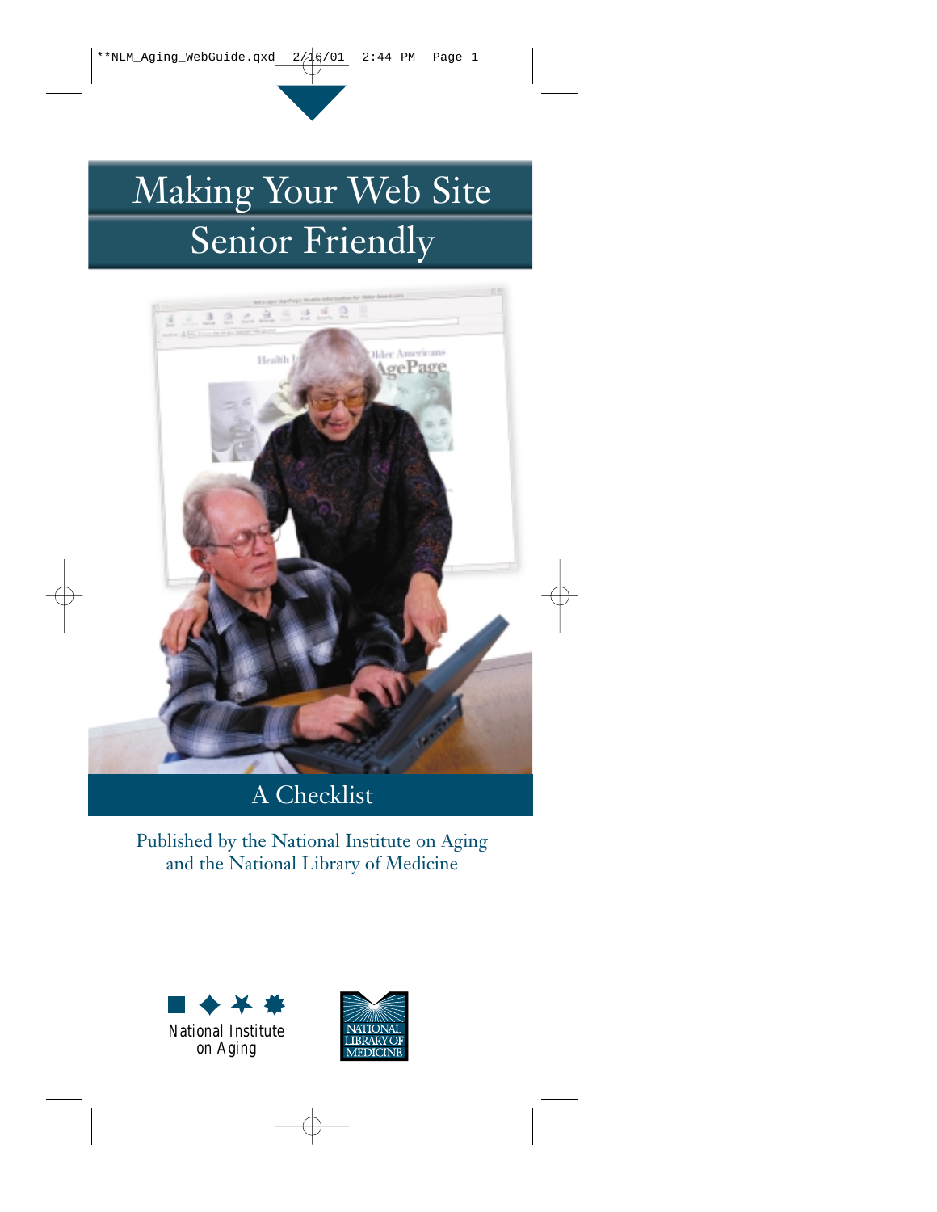# Making Your Web Site Senior Friendly

## A Checklist

Published by the National Institute on Aging and the National Library of Medicine

National Institute on Aging

NATIONAL LIBRARY OF MEDICINE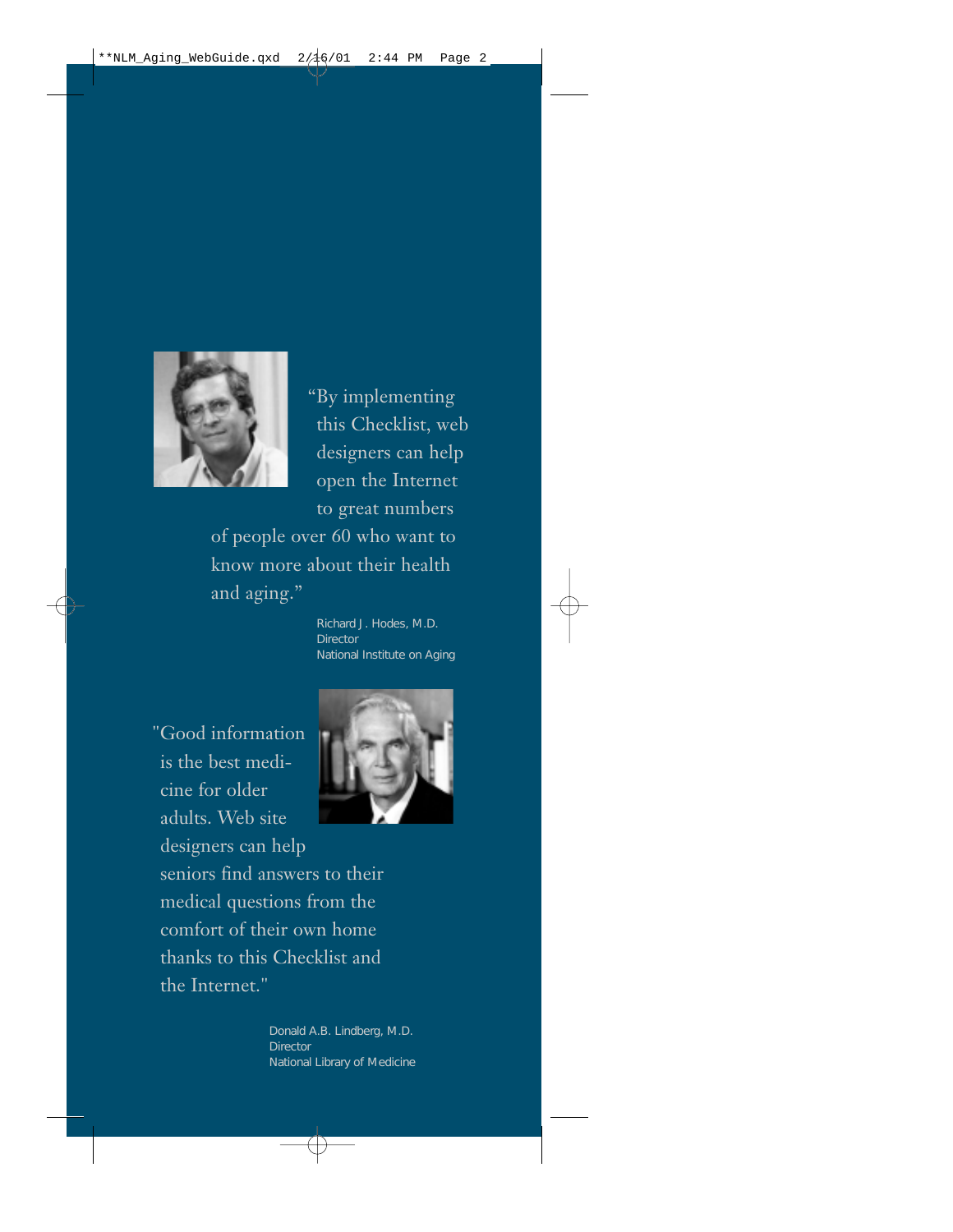"By implementing this Checklist, web designers can help open the Internet to great numbers of people over 60 who want to know more about their health and aging."

Richard J. Hodes, M.D.
Director
National Institute on Aging

"Good information is the best medicine for older adults. Web site designers can help seniors find answers to their medical questions from the comfort of their own home thanks to this Checklist and the Internet."

Donald A.B. Lindberg, M.D.
Director
National Library of Medicine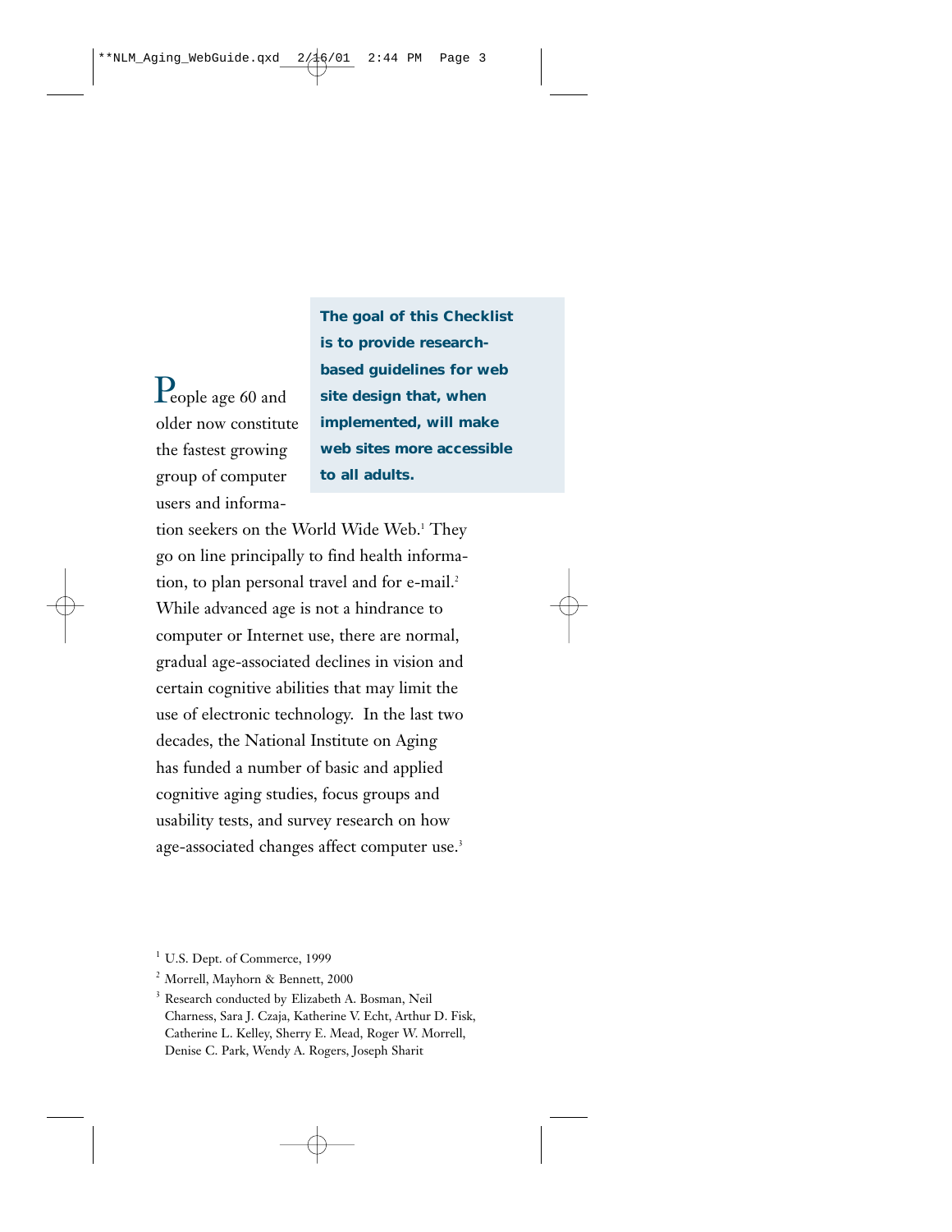**The goal of this Checklist is to provide research-based guidelines for web site design that, when implemented, will make web sites more accessible to all adults.**

People age 60 and older now constitute the fastest growing group of computer users and information seekers on the World Wide Web.[1] They go on line principally to find health information, to plan personal travel and for e-mail.[2] While advanced age is not a hindrance to computer or Internet use, there are normal, gradual age-associated declines in vision and certain cognitive abilities that may limit the use of electronic technology. In the last two decades, the National Institute on Aging has funded a number of basic and applied cognitive aging studies, focus groups and usability tests, and survey research on how age-associated changes affect computer use.[3]

[1] U.S. Dept. of Commerce, 1999

[2] Morrell, Mayhorn & Bennett, 2000

[3] Research conducted by Elizabeth A. Bosman, Neil Charness, Sara J. Czaja, Katherine V. Echt, Arthur D. Fisk, Catherine L. Kelley, Sherry E. Mead, Roger W. Morrell, Denise C. Park, Wendy A. Rogers, Joseph Sharit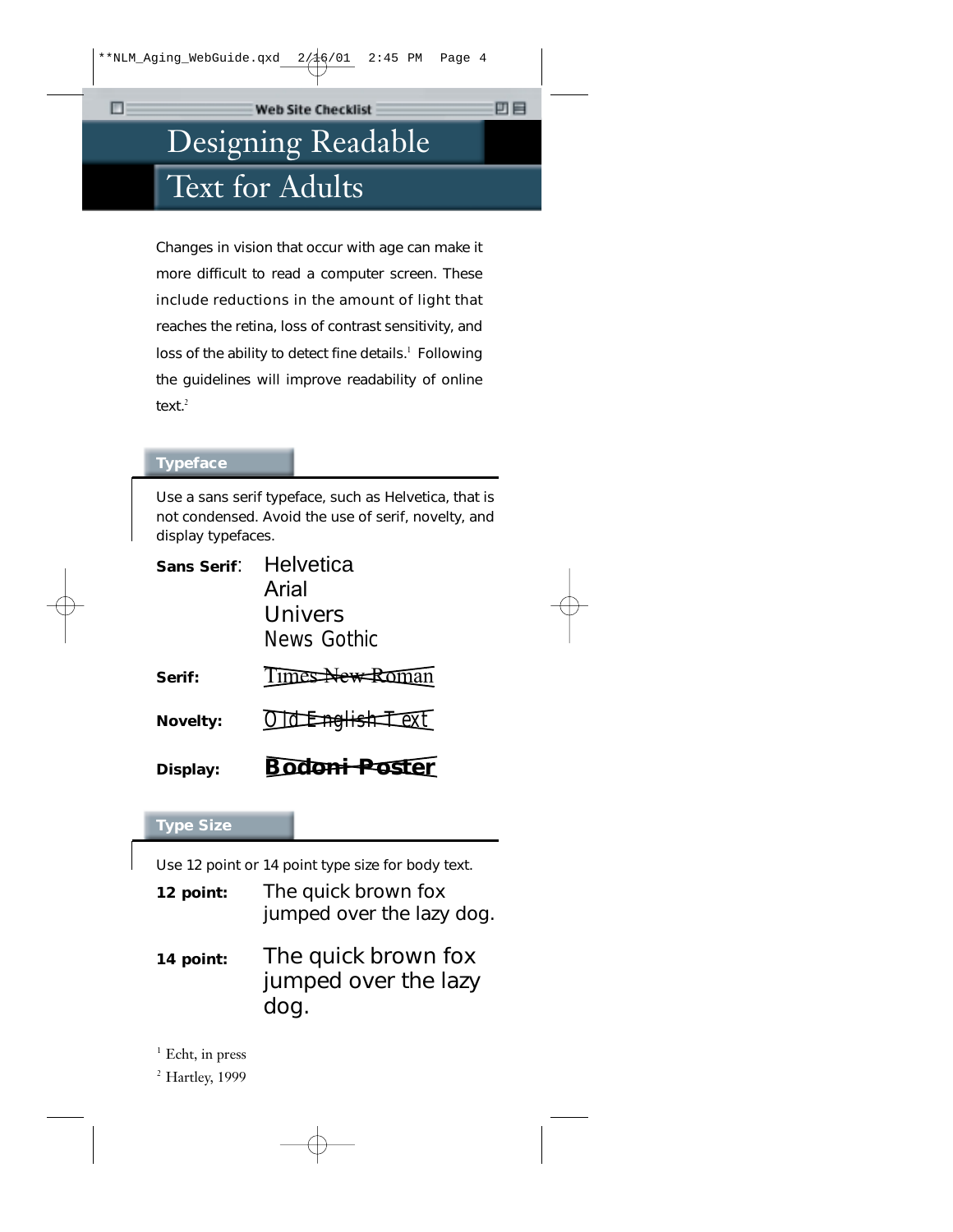Web Site Checklist

# Designing Readable Text for Adults

Changes in vision that occur with age can make it more difficult to read a computer screen. These include reductions in the amount of light that reaches the retina, loss of contrast sensitivity, and loss of the ability to detect fine details.[1] Following the guidelines will improve readability of online text.[2]

## Typeface

Use a sans serif typeface, such as Helvetica, that is not condensed. Avoid the use of serif, novelty, and display typefaces.

**Sans Serif**: Helvetica
Arial
Univers
News Gothic

**Serif:** ~~Times New Roman~~

**Novelty:** ~~Old English Text~~

**Display:** ~~Bodoni Poster~~

## Type Size

Use 12 point or 14 point type size for body text.

**12 point:** The quick brown fox jumped over the lazy dog.

**14 point:** The quick brown fox jumped over the lazy dog.

[1] Echt, in press

[2] Hartley, 1999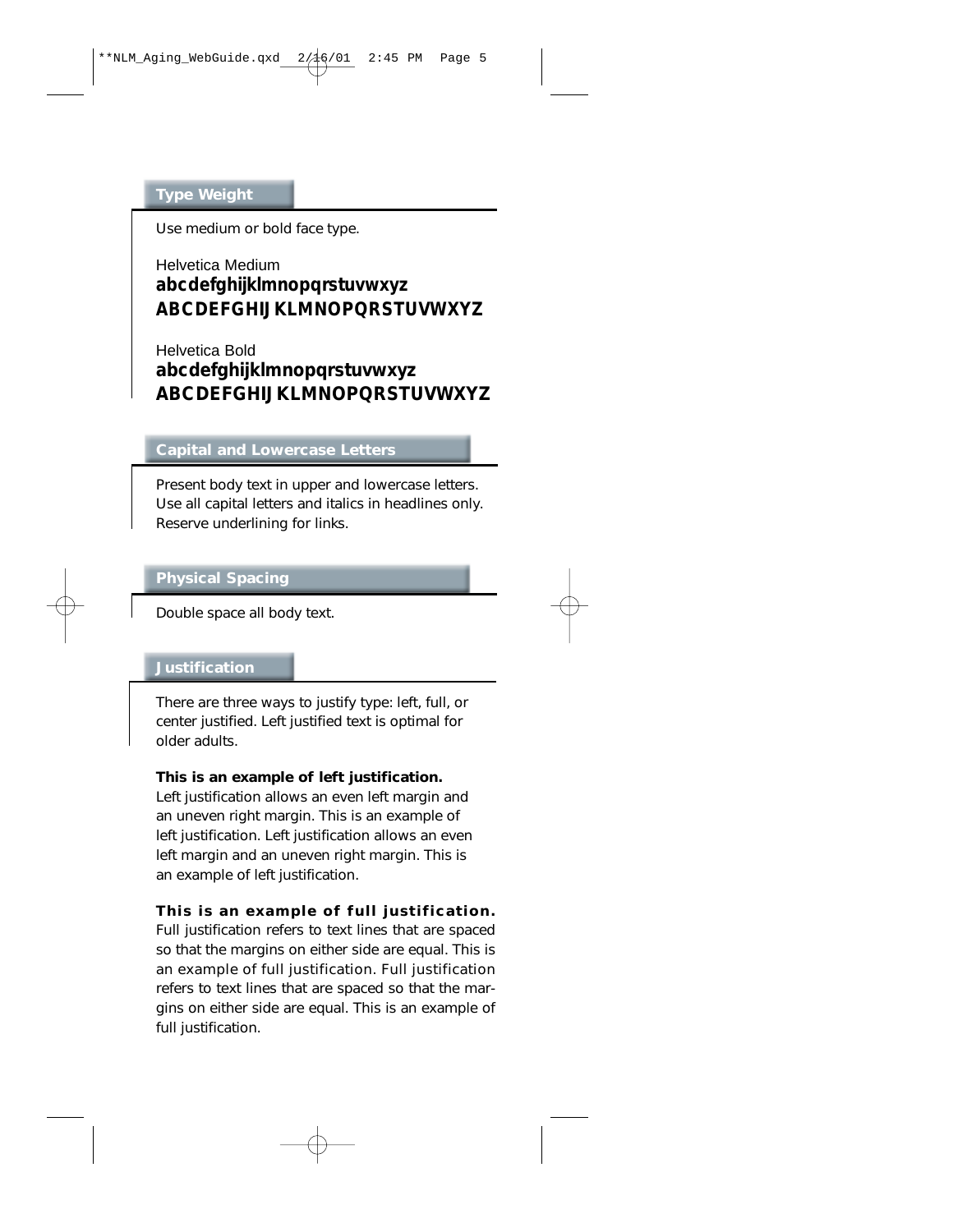## Type Weight

Use medium or bold face type.

Helvetica Medium
**abcdefghijklmnopqrstuvwxyz**
**ABCDEFGHIJKLMNOPQRSTUVWXYZ**

Helvetica Bold
**abcdefghijklmnopqrstuvwxyz**
**ABCDEFGHIJKLMNOPQRSTUVWXYZ**

## Capital and Lowercase Letters

Present body text in upper and lowercase letters. Use all capital letters and italics in headlines only. Reserve underlining for links.

## Physical Spacing

Double space all body text.

## Justification

There are three ways to justify type: left, full, or center justified. Left justified text is optimal for older adults.

**This is an example of left justification.**
Left justification allows an even left margin and an uneven right margin. This is an example of left justification. Left justification allows an even left margin and an uneven right margin. This is an example of left justification.

**This is an example of full justification.**
Full justification refers to text lines that are spaced so that the margins on either side are equal. This is an example of full justification. Full justification refers to text lines that are spaced so that the margins on either side are equal. This is an example of full justification.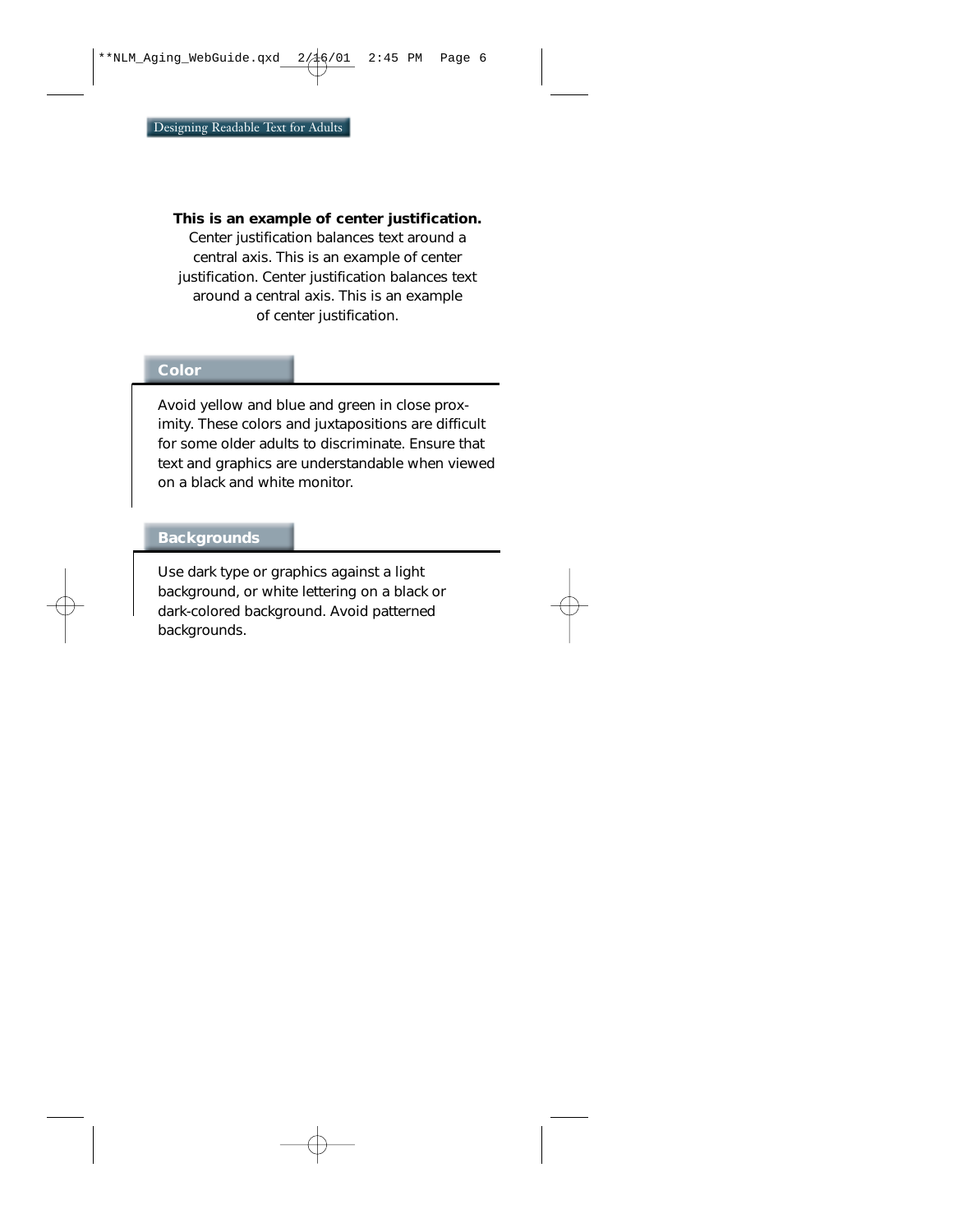**This is an example of center justification.**
Center justification balances text around a central axis. This is an example of center justification. Center justification balances text around a central axis. This is an example of center justification.

## Color

Avoid yellow and blue and green in close proximity. These colors and juxtapositions are difficult for some older adults to discriminate. Ensure that text and graphics are understandable when viewed on a black and white monitor.

## Backgrounds

Use dark type or graphics against a light background, or white lettering on a black or dark-colored background. Avoid patterned backgrounds.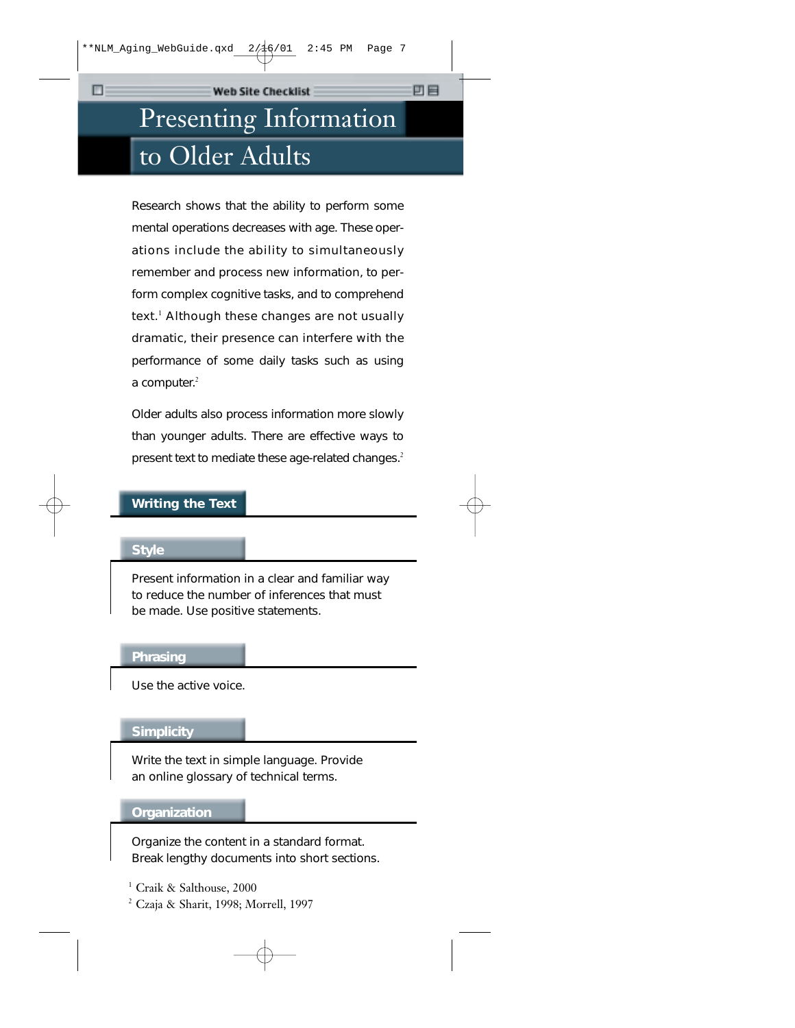Web Site Checklist

# Presenting Information to Older Adults

Research shows that the ability to perform some mental operations decreases with age. These operations include the ability to simultaneously remember and process new information, to perform complex cognitive tasks, and to comprehend text.[1] Although these changes are not usually dramatic, their presence can interfere with the performance of some daily tasks such as using a computer.[2]

Older adults also process information more slowly than younger adults. There are effective ways to present text to mediate these age-related changes.[2]

## Writing the Text

### Style

Present information in a clear and familiar way to reduce the number of inferences that must be made. Use positive statements.

### Phrasing

Use the active voice.

### Simplicity

Write the text in simple language. Provide an online glossary of technical terms.

### Organization

Organize the content in a standard format. Break lengthy documents into short sections.

[1] Craik & Salthouse, 2000

[2] Czaja & Sharit, 1998; Morrell, 1997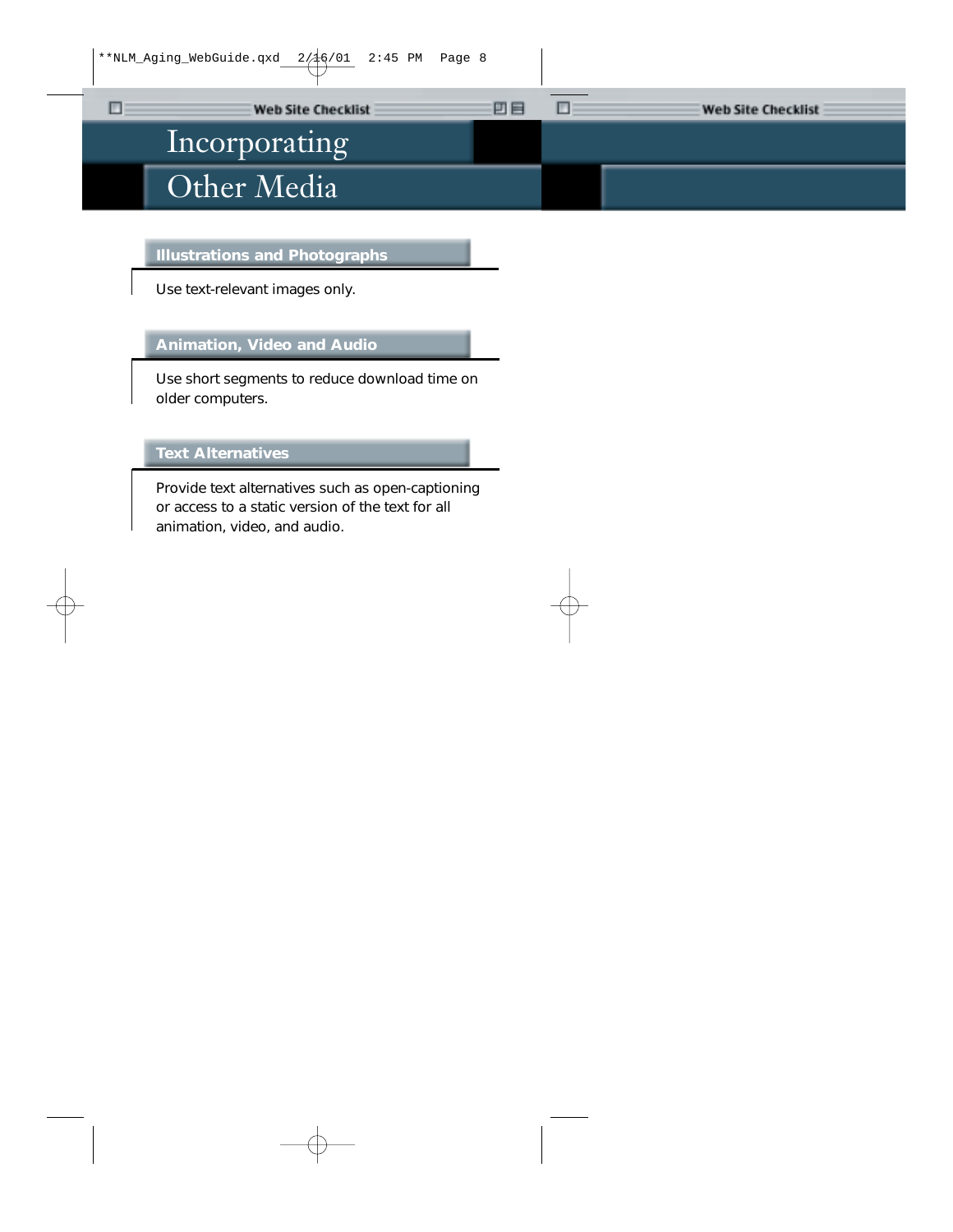# Incorporating Other Media

### Illustrations and Photographs

Use text-relevant images only.

### Animation, Video and Audio

Use short segments to reduce download time on older computers.

### Text Alternatives

Provide text alternatives such as open-captioning or access to a static version of the text for all animation, video, and audio.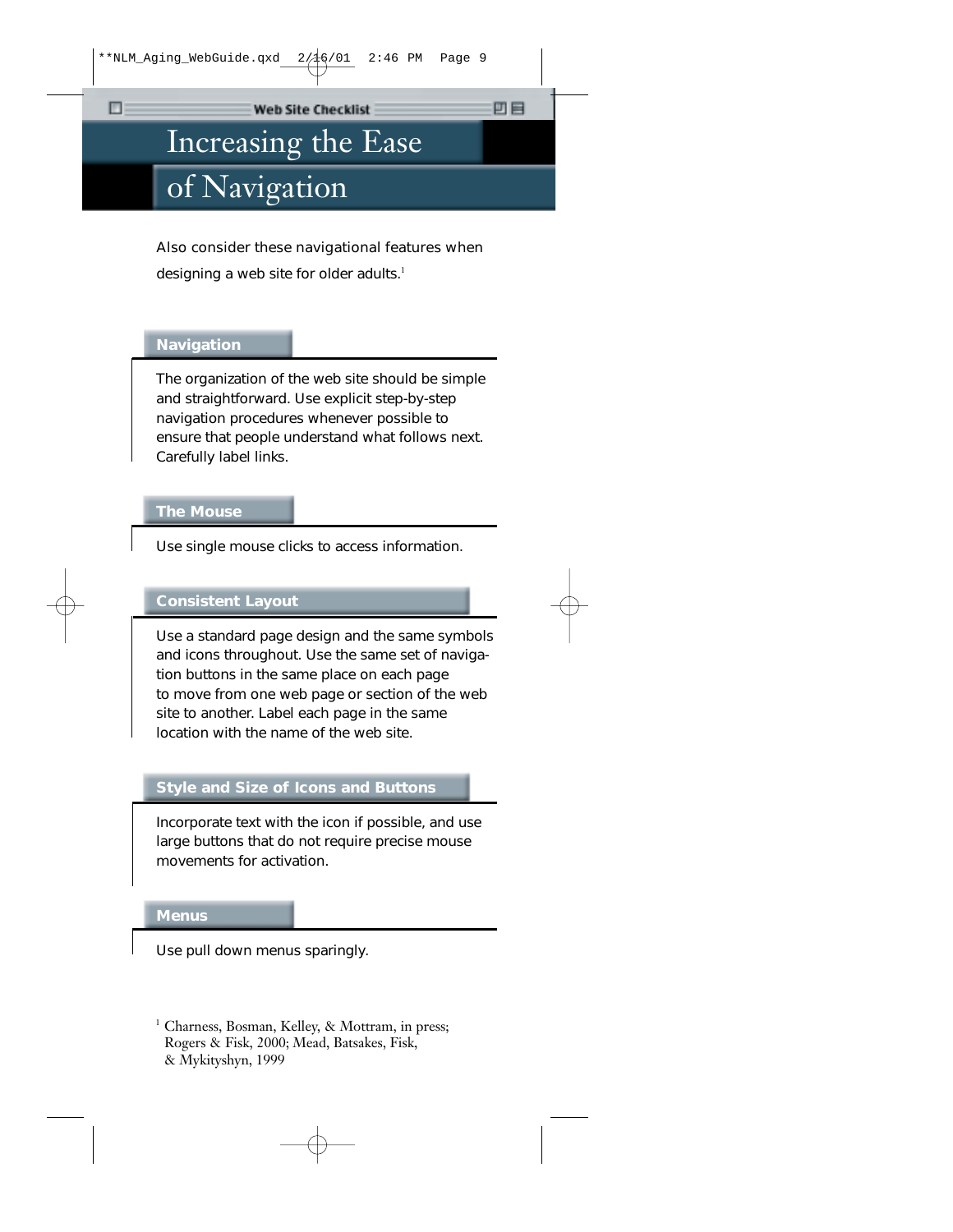Web Site Checklist

# Increasing the Ease of Navigation

Also consider these navigational features when designing a web site for older adults.[1]

## Navigation

The organization of the web site should be simple and straightforward. Use explicit step-by-step navigation procedures whenever possible to ensure that people understand what follows next. Carefully label links.

## The Mouse

Use single mouse clicks to access information.

## Consistent Layout

Use a standard page design and the same symbols and icons throughout. Use the same set of navigation buttons in the same place on each page to move from one web page or section of the web site to another. Label each page in the same location with the name of the web site.

## Style and Size of Icons and Buttons

Incorporate text with the icon if possible, and use large buttons that do not require precise mouse movements for activation.

## Menus

Use pull down menus sparingly.

[1] Charness, Bosman, Kelley, & Mottram, in press; Rogers & Fisk, 2000; Mead, Batsakes, Fisk, & Mykityshyn, 1999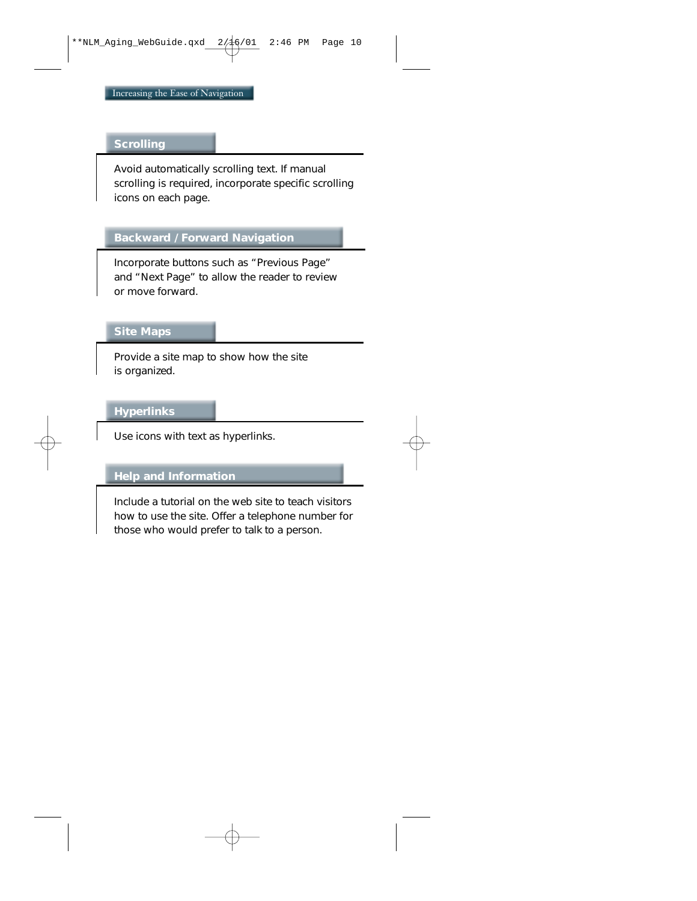## Increasing the Ease of Navigation

### Scrolling

Avoid automatically scrolling text. If manual scrolling is required, incorporate specific scrolling icons on each page.

### Backward / Forward Navigation

Incorporate buttons such as “Previous Page” and “Next Page” to allow the reader to review or move forward.

### Site Maps

Provide a site map to show how the site is organized.

### Hyperlinks

Use icons with text as hyperlinks.

### Help and Information

Include a tutorial on the web site to teach visitors how to use the site. Offer a telephone number for those who would prefer to talk to a person.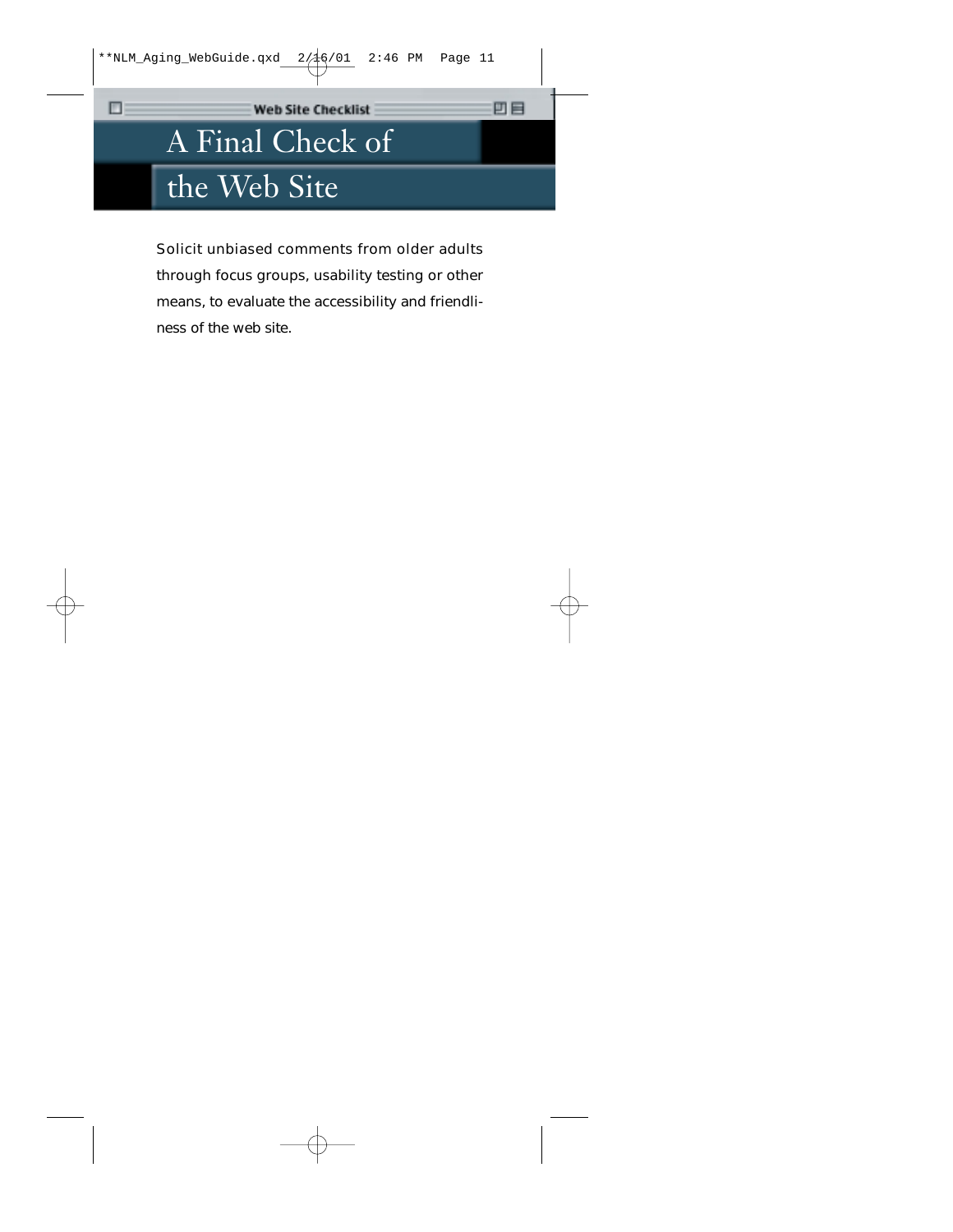Web Site Checklist

# A Final Check of the Web Site

Solicit unbiased comments from older adults through focus groups, usability testing or other means, to evaluate the accessibility and friendliness of the web site.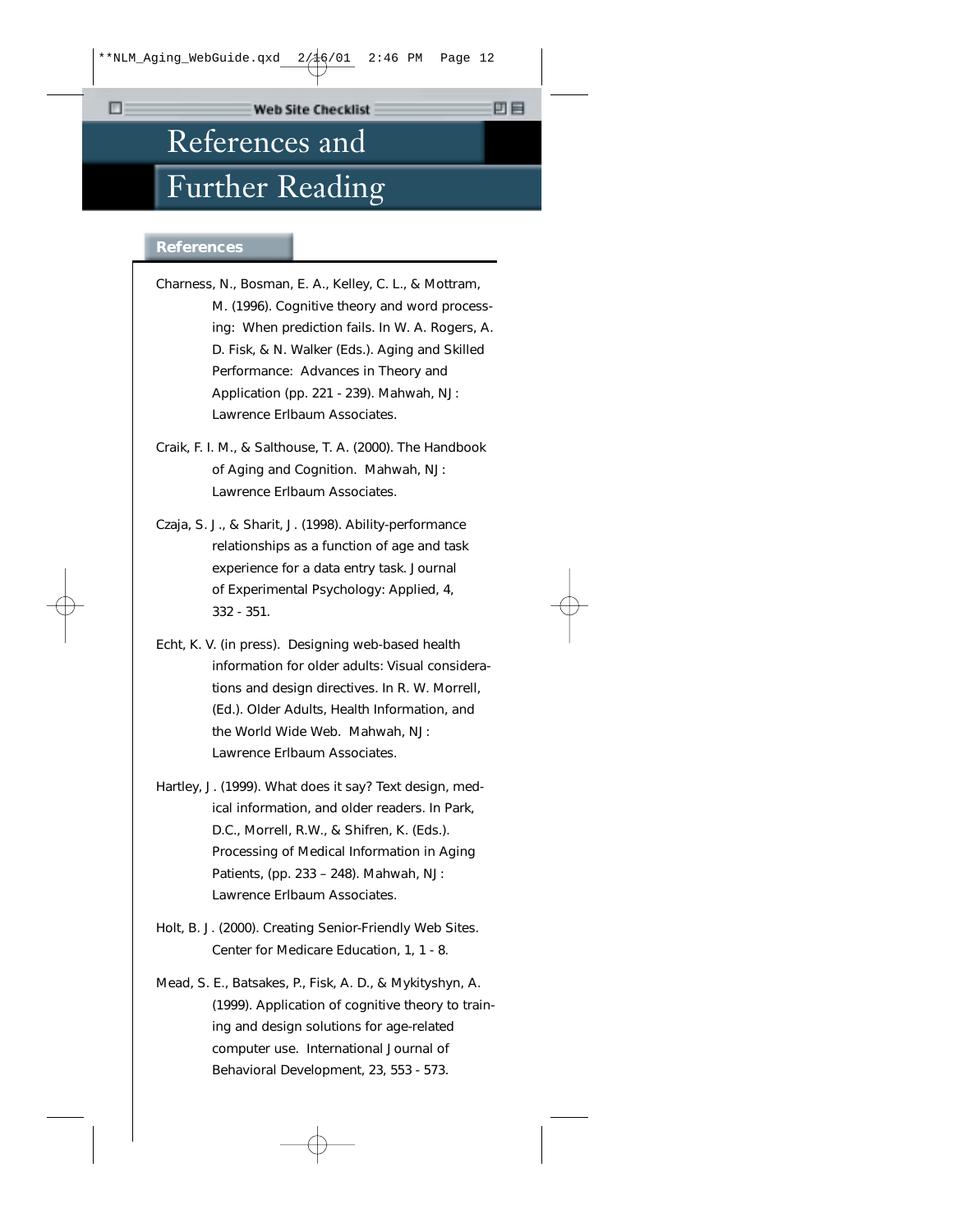# References and Further Reading

## References

Charness, N., Bosman, E. A., Kelley, C. L., & Mottram, M. (1996). Cognitive theory and word processing: When prediction fails. In W. A. Rogers, A. D. Fisk, & N. Walker (Eds.). Aging and Skilled Performance: Advances in Theory and Application (pp. 221 - 239). Mahwah, NJ: Lawrence Erlbaum Associates.

Craik, F. I. M., & Salthouse, T. A. (2000). The Handbook of Aging and Cognition. Mahwah, NJ: Lawrence Erlbaum Associates.

Czaja, S. J., & Sharit, J. (1998). Ability-performance relationships as a function of age and task experience for a data entry task. Journal of Experimental Psychology: Applied, 4, 332 - 351.

Echt, K. V. (in press). Designing web-based health information for older adults: Visual considerations and design directives. In R. W. Morrell, (Ed.). Older Adults, Health Information, and the World Wide Web. Mahwah, NJ: Lawrence Erlbaum Associates.

Hartley, J. (1999). What does it say? Text design, medical information, and older readers. In Park, D.C., Morrell, R.W., & Shifren, K. (Eds.). Processing of Medical Information in Aging Patients, (pp. 233 – 248). Mahwah, NJ: Lawrence Erlbaum Associates.

Holt, B. J. (2000). Creating Senior-Friendly Web Sites. Center for Medicare Education, 1, 1 - 8.

Mead, S. E., Batsakes, P., Fisk, A. D., & Mykityshyn, A. (1999). Application of cognitive theory to training and design solutions for age-related computer use. International Journal of Behavioral Development, 23, 553 - 573.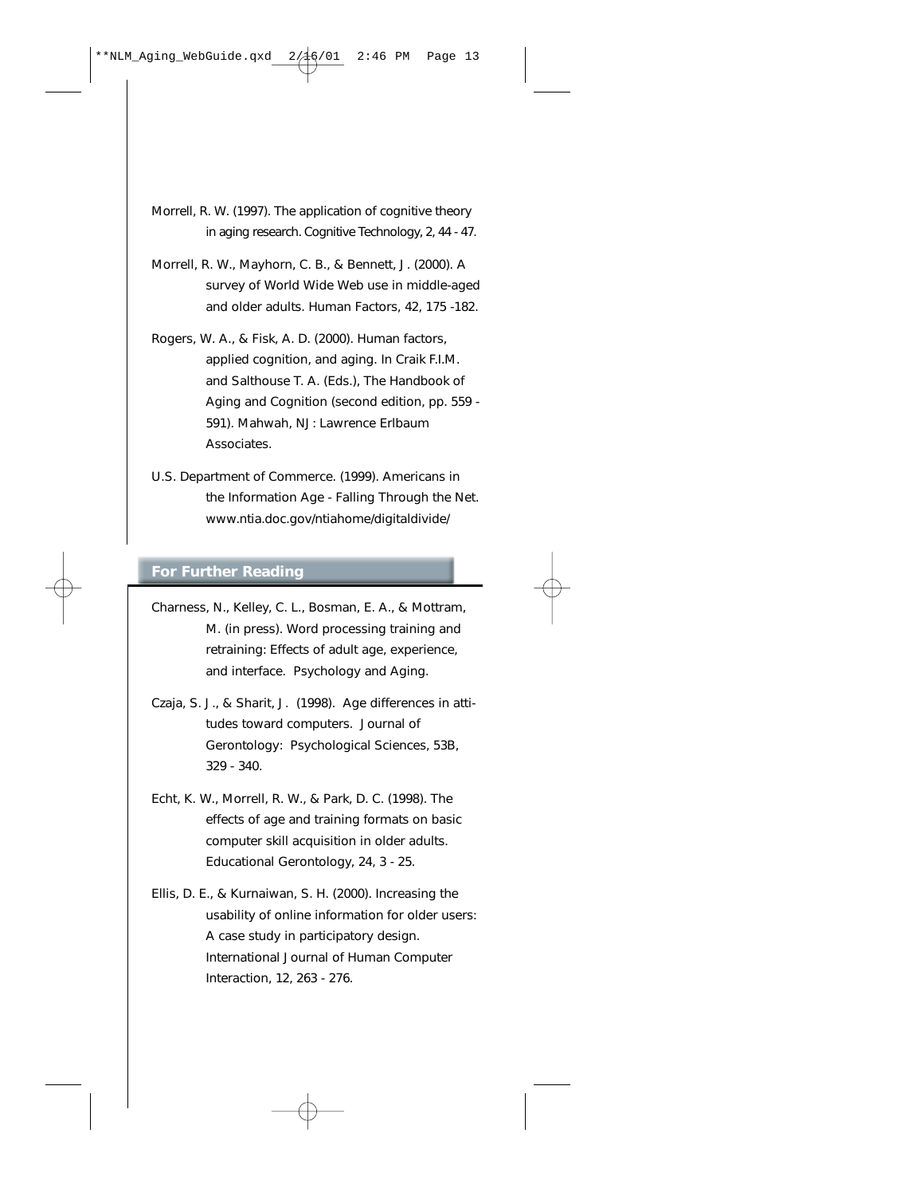Morrell, R. W. (1997). The application of cognitive theory in aging research. Cognitive Technology, 2, 44 - 47.

Morrell, R. W., Mayhorn, C. B., & Bennett, J. (2000). A survey of World Wide Web use in middle-aged and older adults. Human Factors, 42, 175 -182.

Rogers, W. A., & Fisk, A. D. (2000). Human factors, applied cognition, and aging. In Craik F.I.M. and Salthouse T. A. (Eds.), The Handbook of Aging and Cognition (second edition, pp. 559 - 591). Mahwah, NJ: Lawrence Erlbaum Associates.

U.S. Department of Commerce. (1999). Americans in the Information Age - Falling Through the Net. www.ntia.doc.gov/ntiahome/digitaldivide/

## For Further Reading

Charness, N., Kelley, C. L., Bosman, E. A., & Mottram, M. (in press). Word processing training and retraining: Effects of adult age, experience, and interface. Psychology and Aging.

Czaja, S. J., & Sharit, J. (1998). Age differences in attitudes toward computers. Journal of Gerontology: Psychological Sciences, 53B, 329 - 340.

Echt, K. W., Morrell, R. W., & Park, D. C. (1998). The effects of age and training formats on basic computer skill acquisition in older adults. Educational Gerontology, 24, 3 - 25.

Ellis, D. E., & Kurnaiwan, S. H. (2000). Increasing the usability of online information for older users: A case study in participatory design. International Journal of Human Computer Interaction, 12, 263 - 276.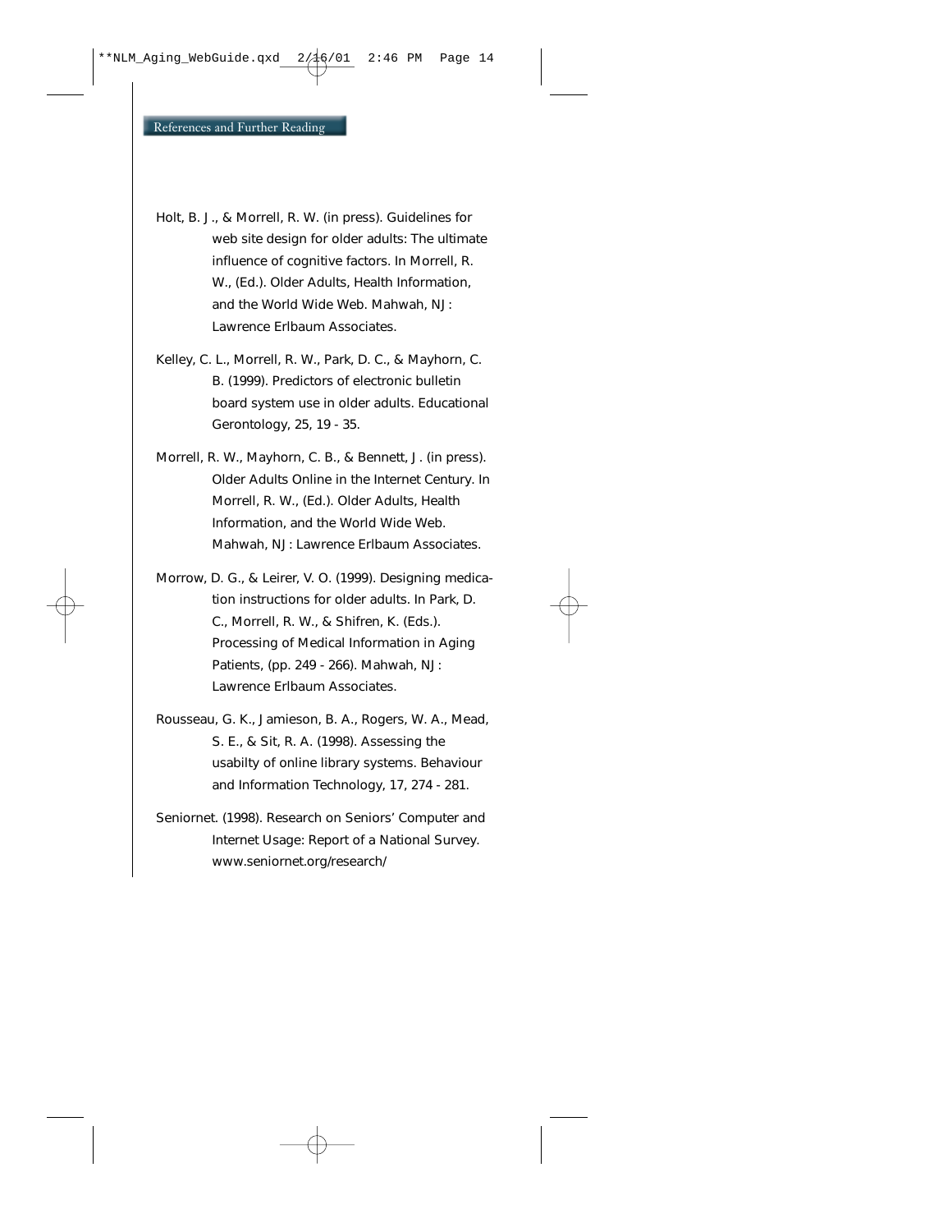Holt, B. J., & Morrell, R. W. (in press). Guidelines for web site design for older adults: The ultimate influence of cognitive factors. In Morrell, R. W., (Ed.). Older Adults, Health Information, and the World Wide Web. Mahwah, NJ: Lawrence Erlbaum Associates.

Kelley, C. L., Morrell, R. W., Park, D. C., & Mayhorn, C. B. (1999). Predictors of electronic bulletin board system use in older adults. Educational Gerontology, 25, 19 - 35.

Morrell, R. W., Mayhorn, C. B., & Bennett, J. (in press). Older Adults Online in the Internet Century. In Morrell, R. W., (Ed.). Older Adults, Health Information, and the World Wide Web. Mahwah, NJ: Lawrence Erlbaum Associates.

Morrow, D. G., & Leirer, V. O. (1999). Designing medication instructions for older adults. In Park, D. C., Morrell, R. W., & Shifren, K. (Eds.). Processing of Medical Information in Aging Patients, (pp. 249 - 266). Mahwah, NJ: Lawrence Erlbaum Associates.

Rousseau, G. K., Jamieson, B. A., Rogers, W. A., Mead, S. E., & Sit, R. A. (1998). Assessing the usabilty of online library systems. Behaviour and Information Technology, 17, 274 - 281.

Seniornet. (1998). Research on Seniors' Computer and Internet Usage: Report of a National Survey. www.seniornet.org/research/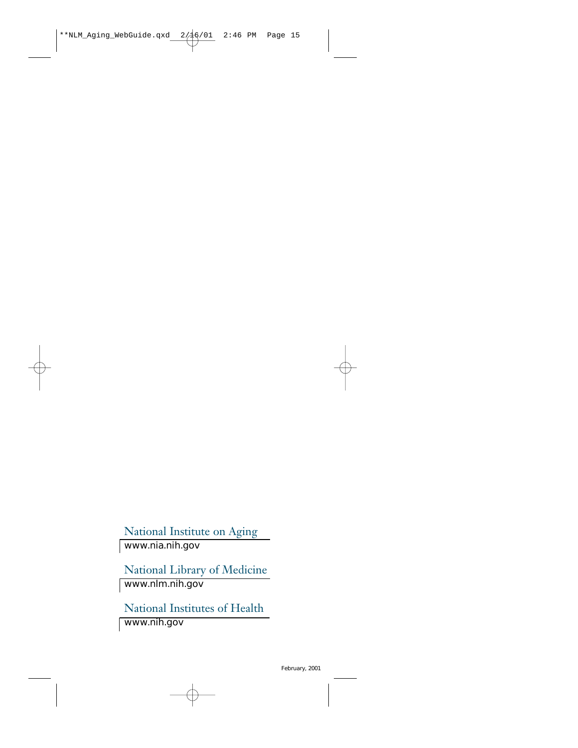National Institute on Aging
www.nia.nih.gov

National Library of Medicine
www.nlm.nih.gov

National Institutes of Health
www.nih.gov

February, 2001